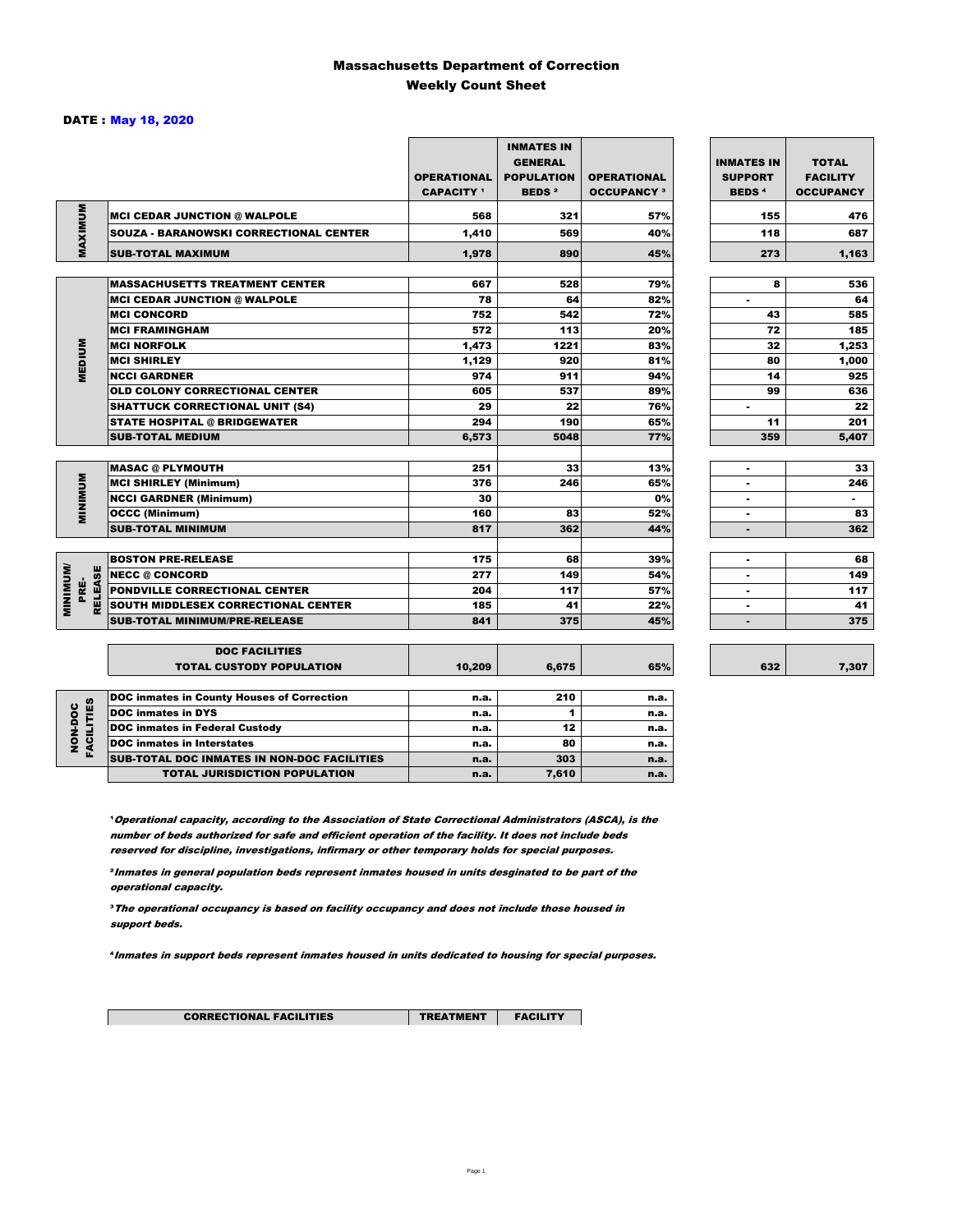# Massachusetts Department of Correction
## Weekly Count Sheet

**DATE : May 18, 2020**

| | | OPERATIONAL CAPACITY [1] | INMATES IN GENERAL POPULATION BEDS [2] | OPERATIONAL OCCUPANCY [3] | INMATES IN SUPPORT BEDS [4] | TOTAL FACILITY OCCUPANCY |
|---|---|---|---|---|---|---|
| MAXIMUM | MCI CEDAR JUNCTION @ WALPOLE | 568 | 321 | 57% | 155 | 476 |
| | SOUZA - BARANOWSKI CORRECTIONAL CENTER | 1,410 | 569 | 40% | 118 | 687 |
| | SUB-TOTAL MAXIMUM | 1,978 | 890 | 45% | 273 | 1,163 |
| MEDIUM | MASSACHUSETTS TREATMENT CENTER | 667 | 528 | 79% | 8 | 536 |
| | MCI CEDAR JUNCTION @ WALPOLE | 78 | 64 | 82% | - | 64 |
| | MCI CONCORD | 752 | 542 | 72% | 43 | 585 |
| | MCI FRAMINGHAM | 572 | 113 | 20% | 72 | 185 |
| | MCI NORFOLK | 1,473 | 1221 | 83% | 32 | 1,253 |
| | MCI SHIRLEY | 1,129 | 920 | 81% | 80 | 1,000 |
| | NCCI GARDNER | 974 | 911 | 94% | 14 | 925 |
| | OLD COLONY CORRECTIONAL CENTER | 605 | 537 | 89% | 99 | 636 |
| | SHATTUCK CORRECTIONAL UNIT (S4) | 29 | 22 | 76% | - | 22 |
| | STATE HOSPITAL @ BRIDGEWATER | 294 | 190 | 65% | 11 | 201 |
| | SUB-TOTAL MEDIUM | 6,573 | 5048 | 77% | 359 | 5,407 |
| MINIMUM | MASAC @ PLYMOUTH | 251 | 33 | 13% | - | 33 |
| | MCI SHIRLEY (Minimum) | 376 | 246 | 65% | - | 246 |
| | NCCI GARDNER (Minimum) | 30 | | 0% | - | - |
| | OCCC (Minimum) | 160 | 83 | 52% | - | 83 |
| | SUB-TOTAL MINIMUM | 817 | 362 | 44% | - | 362 |
| MINIMUM/ PRE-RELEASE | BOSTON PRE-RELEASE | 175 | 68 | 39% | - | 68 |
| | NECC @ CONCORD | 277 | 149 | 54% | - | 149 |
| | PONDVILLE CORRECTIONAL CENTER | 204 | 117 | 57% | - | 117 |
| | SOUTH MIDDLESEX CORRECTIONAL CENTER | 185 | 41 | 22% | - | 41 |
| | SUB-TOTAL MINIMUM/PRE-RELEASE | 841 | 375 | 45% | - | 375 |
| | DOC FACILITIES TOTAL CUSTODY POPULATION | 10,209 | 6,675 | 65% | 632 | 7,307 |

| | | | | |
|---|---|---|---|---|
| NON-DOC FACILITIES | DOC inmates in County Houses of Correction | n.a. | 210 | n.a. |
| | DOC inmates in DYS | n.a. | 1 | n.a. |
| | DOC inmates in Federal Custody | n.a. | 12 | n.a. |
| | DOC inmates in Interstates | n.a. | 80 | n.a. |
| | SUB-TOTAL DOC INMATES IN NON-DOC FACILITIES | n.a. | 303 | n.a. |
| | TOTAL JURISDICTION POPULATION | n.a. | 7,610 | n.a. |

[1] *Operational capacity, according to the Association of State Correctional Administrators (ASCA), is the number of beds authorized for safe and efficient operation of the facility. It does not include beds reserved for discipline, investigations, infirmary or other temporary holds for special purposes.*

[2] *Inmates in general population beds represent inmates housed in units desginated to be part of the operational capacity.*

[3] *The operational occupancy is based on facility occupancy and does not include those housed in support beds.*

[4] *Inmates in support beds represent inmates housed in units dedicated to housing for special purposes.*

| CORRECTIONAL FACILITIES | TREATMENT | FACILITY |
|---|---|---|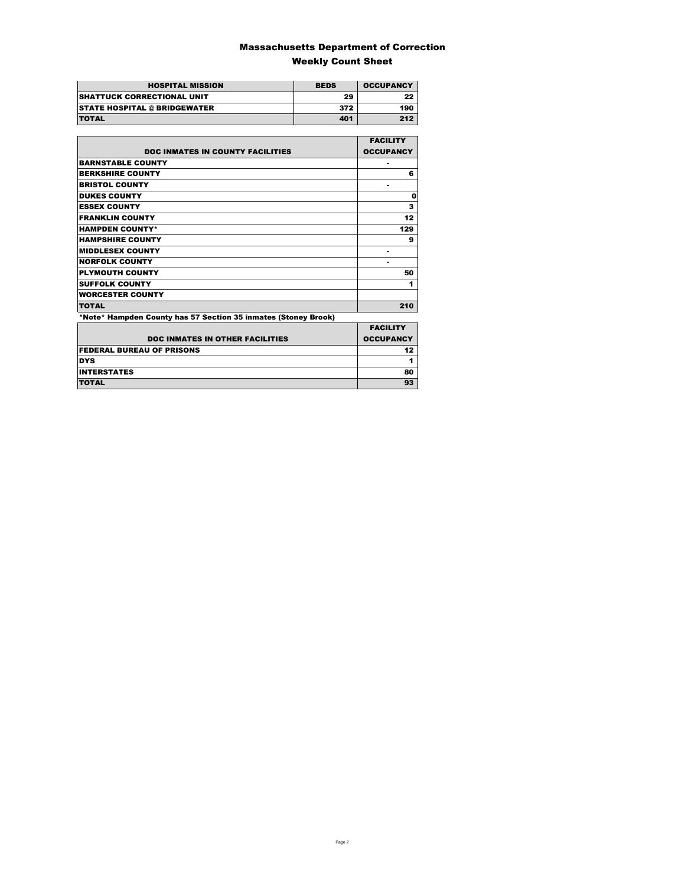# Massachusetts Department of Correction

## Weekly Count Sheet

| HOSPITAL MISSION | BEDS | OCCUPANCY |
|---|---|---|
| SHATTUCK CORRECTIONAL UNIT | 29 | 22 |
| STATE HOSPITAL @ BRIDGEWATER | 372 | 190 |
| TOTAL | 401 | 212 |

| DOC INMATES IN COUNTY FACILITIES | FACILITY OCCUPANCY |
|---|---|
| BARNSTABLE COUNTY | - |
| BERKSHIRE COUNTY | 6 |
| BRISTOL COUNTY | - |
| DUKES COUNTY | 0 |
| ESSEX COUNTY | 3 |
| FRANKLIN COUNTY | 12 |
| HAMPDEN COUNTY* | 129 |
| HAMPSHIRE COUNTY | 9 |
| MIDDLESEX COUNTY | - |
| NORFOLK COUNTY | - |
| PLYMOUTH COUNTY | 50 |
| SUFFOLK COUNTY | 1 |
| WORCESTER COUNTY | |
| TOTAL | 210 |

*Note* Hampden County has 57 Section 35 inmates (Stoney Brook)

| DOC INMATES IN OTHER FACILITIES | FACILITY OCCUPANCY |
|---|---|
| FEDERAL BUREAU OF PRISONS | 12 |
| DYS | 1 |
| INTERSTATES | 80 |
| TOTAL | 93 |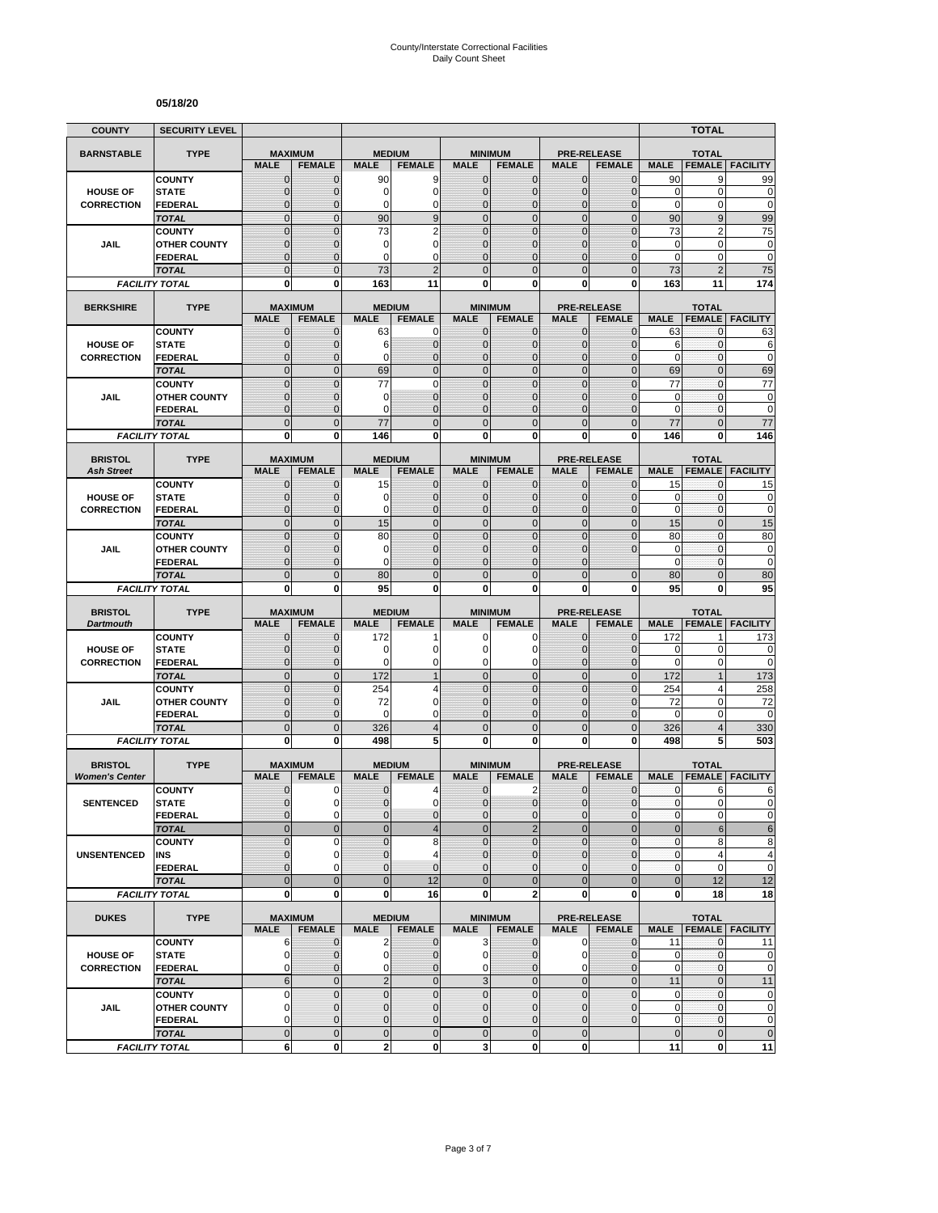County/Interstate Correctional Facilities
Daily Count Sheet

**05/18/20**

| COUNTY | SECURITY LEVEL | | | | | | | | | | TOTAL | |
|---|---|---|---|---|---|---|---|---|---|---|---|---|
| **BARNSTABLE** | **TYPE** | **MAXIMUM** | | **MEDIUM** | | **MINIMUM** | | **PRE-RELEASE** | | **TOTAL** | | |
| | | MALE | FEMALE | MALE | FEMALE | MALE | FEMALE | MALE | FEMALE | MALE | FEMALE | FACILITY |
| **HOUSE OF CORRECTION** | COUNTY | 0 | 0 | 90 | 9 | 0 | 0 | 0 | 0 | 90 | 9 | 99 |
| | STATE | 0 | 0 | 0 | 0 | 0 | 0 | 0 | 0 | 0 | 0 | 0 |
| | FEDERAL | 0 | 0 | 0 | 0 | 0 | 0 | 0 | 0 | 0 | 0 | 0 |
| | TOTAL | 0 | 0 | 90 | 9 | 0 | 0 | 0 | 0 | 90 | 9 | 99 |
| **JAIL** | COUNTY | 0 | 0 | 73 | 2 | 0 | 0 | 0 | 0 | 73 | 2 | 75 |
| | OTHER COUNTY | 0 | 0 | 0 | 0 | 0 | 0 | 0 | 0 | 0 | 0 | 0 |
| | FEDERAL | 0 | 0 | 0 | 0 | 0 | 0 | 0 | 0 | 0 | 0 | 0 |
| | TOTAL | 0 | 0 | 73 | 2 | 0 | 0 | 0 | 0 | 73 | 2 | 75 |
| *FACILITY TOTAL* | | 0 | 0 | 163 | 11 | 0 | 0 | 0 | 0 | 163 | 11 | 174 |
| **BERKSHIRE** | **TYPE** | **MAXIMUM** | | **MEDIUM** | | **MINIMUM** | | **PRE-RELEASE** | | **TOTAL** | | |
| | | MALE | FEMALE | MALE | FEMALE | MALE | FEMALE | MALE | FEMALE | MALE | FEMALE | FACILITY |
| **HOUSE OF CORRECTION** | COUNTY | 0 | 0 | 63 | 0 | 0 | 0 | 0 | 0 | 63 | 0 | 63 |
| | STATE | 0 | 0 | 6 | 0 | 0 | 0 | 0 | 0 | 6 | 0 | 6 |
| | FEDERAL | 0 | 0 | 0 | 0 | 0 | 0 | 0 | 0 | 0 | 0 | 0 |
| | TOTAL | 0 | 0 | 69 | 0 | 0 | 0 | 0 | 0 | 69 | 0 | 69 |
| **JAIL** | COUNTY | 0 | 0 | 77 | 0 | 0 | 0 | 0 | 0 | 77 | 0 | 77 |
| | OTHER COUNTY | 0 | 0 | 0 | 0 | 0 | 0 | 0 | 0 | 0 | 0 | 0 |
| | FEDERAL | 0 | 0 | 0 | 0 | 0 | 0 | 0 | 0 | 0 | 0 | 0 |
| | TOTAL | 0 | 0 | 77 | 0 | 0 | 0 | 0 | 0 | 77 | 0 | 77 |
| *FACILITY TOTAL* | | 0 | 0 | 146 | 0 | 0 | 0 | 0 | 0 | 146 | 0 | 146 |
| **BRISTOL** *Ash Street* | **TYPE** | **MAXIMUM** | | **MEDIUM** | | **MINIMUM** | | **PRE-RELEASE** | | **TOTAL** | | |
| | | MALE | FEMALE | MALE | FEMALE | MALE | FEMALE | MALE | FEMALE | MALE | FEMALE | FACILITY |
| **HOUSE OF CORRECTION** | COUNTY | 0 | 0 | 15 | 0 | 0 | 0 | 0 | 0 | 15 | 0 | 15 |
| | STATE | 0 | 0 | 0 | 0 | 0 | 0 | 0 | 0 | 0 | 0 | 0 |
| | FEDERAL | 0 | 0 | 0 | 0 | 0 | 0 | 0 | 0 | 0 | 0 | 0 |
| | TOTAL | 0 | 0 | 15 | 0 | 0 | 0 | 0 | 0 | 15 | 0 | 15 |
| **JAIL** | COUNTY | 0 | 0 | 80 | 0 | 0 | 0 | 0 | 0 | 80 | 0 | 80 |
| | OTHER COUNTY | 0 | 0 | 0 | 0 | 0 | 0 | 0 | 0 | 0 | 0 | 0 |
| | FEDERAL | 0 | 0 | 0 | 0 | 0 | 0 | 0 | | 0 | 0 | 0 |
| | TOTAL | 0 | 0 | 80 | 0 | 0 | 0 | 0 | 0 | 80 | 0 | 80 |
| *FACILITY TOTAL* | | 0 | 0 | 95 | 0 | 0 | 0 | 0 | 0 | 95 | 0 | 95 |
| **BRISTOL** *Dartmouth* | **TYPE** | **MAXIMUM** | | **MEDIUM** | | **MINIMUM** | | **PRE-RELEASE** | | **TOTAL** | | |
| | | MALE | FEMALE | MALE | FEMALE | MALE | FEMALE | MALE | FEMALE | MALE | FEMALE | FACILITY |
| **HOUSE OF CORRECTION** | COUNTY | 0 | 0 | 172 | 1 | 0 | 0 | 0 | 0 | 172 | 1 | 173 |
| | STATE | 0 | 0 | 0 | 0 | 0 | 0 | 0 | 0 | 0 | 0 | 0 |
| | FEDERAL | 0 | 0 | 0 | 0 | 0 | 0 | 0 | 0 | 0 | 0 | 0 |
| | TOTAL | 0 | 0 | 172 | 1 | 0 | 0 | 0 | 0 | 172 | 1 | 173 |
| **JAIL** | COUNTY | 0 | 0 | 254 | 4 | 0 | 0 | 0 | 0 | 254 | 4 | 258 |
| | OTHER COUNTY | 0 | 0 | 72 | 0 | 0 | 0 | 0 | 0 | 72 | 0 | 72 |
| | FEDERAL | 0 | 0 | 0 | 0 | 0 | 0 | 0 | 0 | 0 | 0 | 0 |
| | TOTAL | 0 | 0 | 326 | 4 | 0 | 0 | 0 | 0 | 326 | 4 | 330 |
| *FACILITY TOTAL* | | 0 | 0 | 498 | 5 | 0 | 0 | 0 | 0 | 498 | 5 | 503 |
| **BRISTOL** *Women's Center* | **TYPE** | **MAXIMUM** | | **MEDIUM** | | **MINIMUM** | | **PRE-RELEASE** | | **TOTAL** | | |
| | | MALE | FEMALE | MALE | FEMALE | MALE | FEMALE | MALE | FEMALE | MALE | FEMALE | FACILITY |
| **SENTENCED** | COUNTY | 0 | 0 | 0 | 4 | 0 | 2 | 0 | 0 | 0 | 6 | 6 |
| | STATE | 0 | 0 | 0 | 0 | 0 | 0 | 0 | 0 | 0 | 0 | 0 |
| | FEDERAL | 0 | 0 | 0 | 0 | 0 | 0 | 0 | 0 | 0 | 0 | 0 |
| | TOTAL | 0 | 0 | 0 | 4 | 0 | 2 | 0 | 0 | 0 | 6 | 6 |
| **UNSENTENCED** | COUNTY | 0 | 0 | 0 | 8 | 0 | 0 | 0 | 0 | 0 | 8 | 8 |
| | INS | 0 | 0 | 0 | 4 | 0 | 0 | 0 | 0 | 0 | 4 | 4 |
| | FEDERAL | 0 | 0 | 0 | 0 | 0 | 0 | 0 | 0 | 0 | 0 | 0 |
| | TOTAL | 0 | 0 | 0 | 12 | 0 | 0 | 0 | 0 | 0 | 12 | 12 |
| *FACILITY TOTAL* | | 0 | 0 | 0 | 16 | 0 | 2 | 0 | 0 | 0 | 18 | 18 |
| **DUKES** | **TYPE** | **MAXIMUM** | | **MEDIUM** | | **MINIMUM** | | **PRE-RELEASE** | | **TOTAL** | | |
| | | MALE | FEMALE | MALE | FEMALE | MALE | FEMALE | MALE | FEMALE | MALE | FEMALE | FACILITY |
| **HOUSE OF CORRECTION** | COUNTY | 6 | 0 | 2 | 0 | 3 | 0 | 0 | 0 | 11 | 0 | 11 |
| | STATE | 0 | 0 | 0 | 0 | 0 | 0 | 0 | 0 | 0 | 0 | 0 |
| | FEDERAL | 0 | 0 | 0 | 0 | 0 | 0 | 0 | 0 | 0 | 0 | 0 |
| | TOTAL | 6 | 0 | 2 | 0 | 3 | 0 | 0 | 0 | 11 | 0 | 11 |
| **JAIL** | COUNTY | 0 | 0 | 0 | 0 | 0 | 0 | 0 | 0 | 0 | 0 | 0 |
| | OTHER COUNTY | 0 | 0 | 0 | 0 | 0 | 0 | 0 | 0 | 0 | 0 | 0 |
| | FEDERAL | 0 | 0 | 0 | 0 | 0 | 0 | 0 | 0 | 0 | 0 | 0 |
| | TOTAL | 0 | 0 | 0 | 0 | 0 | 0 | 0 | | 0 | 0 | 0 |
| *FACILITY TOTAL* | | 6 | 0 | 2 | 0 | 3 | 0 | 0 | | 11 | 0 | 11 |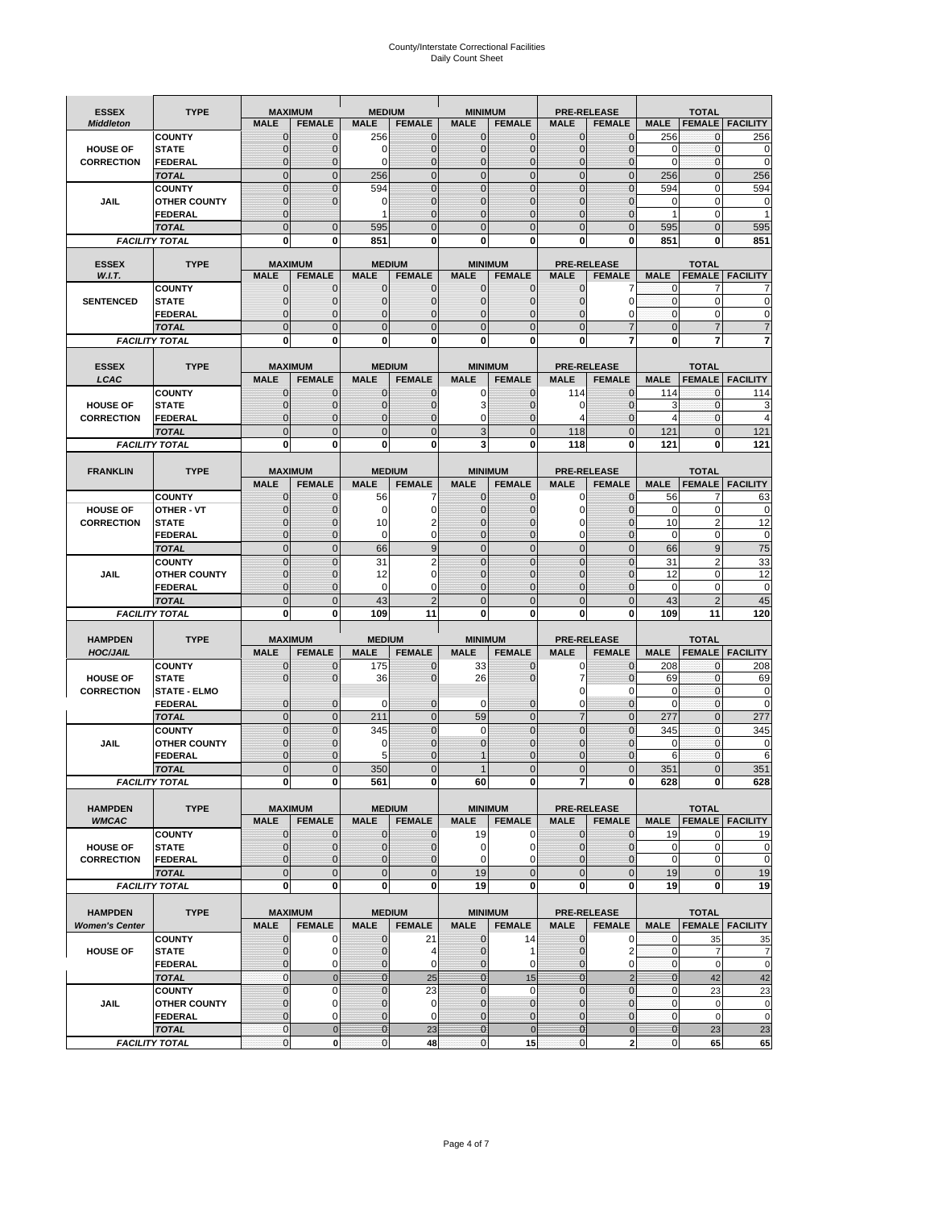# County/Interstate Correctional Facilities
## Daily Count Sheet

| ESSEX *Middleton* | TYPE | MAXIMUM | | MEDIUM | | MINIMUM | | PRE-RELEASE | | TOTAL | | |
|---|---|---|---|---|---|---|---|---|---|---|---|---|
| | | MALE | FEMALE | MALE | FEMALE | MALE | FEMALE | MALE | FEMALE | MALE | FEMALE | FACILITY |
| HOUSE OF CORRECTION | COUNTY | 0 | 0 | 256 | 0 | 0 | 0 | 0 | 0 | 256 | 0 | 256 |
| | STATE | 0 | 0 | 0 | 0 | 0 | 0 | 0 | 0 | 0 | 0 | 0 |
| | FEDERAL | 0 | 0 | 0 | 0 | 0 | 0 | 0 | 0 | 0 | 0 | 0 |
| | TOTAL | 0 | 0 | 256 | 0 | 0 | 0 | 0 | 0 | 256 | 0 | 256 |
| JAIL | COUNTY | 0 | 0 | 594 | 0 | 0 | 0 | 0 | 0 | 594 | 0 | 594 |
| | OTHER COUNTY | 0 | 0 | 0 | 0 | 0 | 0 | 0 | 0 | 0 | 0 | 0 |
| | FEDERAL | 0 | | 1 | 0 | 0 | 0 | 0 | 0 | 1 | 0 | 1 |
| | TOTAL | 0 | 0 | 595 | 0 | 0 | 0 | 0 | 0 | 595 | 0 | 595 |
| FACILITY TOTAL | | 0 | 0 | 851 | 0 | 0 | 0 | 0 | 0 | 851 | 0 | 851 |

| ESSEX *W.I.T.* | TYPE | MAXIMUM | | MEDIUM | | MINIMUM | | PRE-RELEASE | | TOTAL | | |
|---|---|---|---|---|---|---|---|---|---|---|---|---|
| | | MALE | FEMALE | MALE | FEMALE | MALE | FEMALE | MALE | FEMALE | MALE | FEMALE | FACILITY |
| SENTENCED | COUNTY | 0 | 0 | 0 | 0 | 0 | 0 | 0 | 7 | 0 | 7 | 7 |
| | STATE | 0 | 0 | 0 | 0 | 0 | 0 | 0 | 0 | 0 | 0 | 0 |
| | FEDERAL | 0 | 0 | 0 | 0 | 0 | 0 | 0 | 0 | 0 | 0 | 0 |
| | TOTAL | 0 | 0 | 0 | 0 | 0 | 0 | 0 | 7 | 0 | 7 | 7 |
| FACILITY TOTAL | | 0 | 0 | 0 | 0 | 0 | 0 | 0 | 7 | 0 | 7 | 7 |

| ESSEX *LCAC* | TYPE | MAXIMUM | | MEDIUM | | MINIMUM | | PRE-RELEASE | | TOTAL | | |
|---|---|---|---|---|---|---|---|---|---|---|---|---|
| | | MALE | FEMALE | MALE | FEMALE | MALE | FEMALE | MALE | FEMALE | MALE | FEMALE | FACILITY |
| HOUSE OF CORRECTION | COUNTY | 0 | 0 | 0 | 0 | 0 | 0 | 114 | 0 | 114 | 0 | 114 |
| | STATE | 0 | 0 | 0 | 0 | 3 | 0 | 0 | 0 | 3 | 0 | 3 |
| | FEDERAL | 0 | 0 | 0 | 0 | 0 | 0 | 4 | 0 | 4 | 0 | 4 |
| | TOTAL | 0 | 0 | 0 | 0 | 3 | 0 | 118 | 0 | 121 | 0 | 121 |
| FACILITY TOTAL | | 0 | 0 | 0 | 0 | 3 | 0 | 118 | 0 | 121 | 0 | 121 |

| FRANKLIN | TYPE | MAXIMUM | | MEDIUM | | MINIMUM | | PRE-RELEASE | | TOTAL | | |
|---|---|---|---|---|---|---|---|---|---|---|---|---|
| | | MALE | FEMALE | MALE | FEMALE | MALE | FEMALE | MALE | FEMALE | MALE | FEMALE | FACILITY |
| HOUSE OF CORRECTION | COUNTY | 0 | 0 | 56 | 7 | 0 | 0 | 0 | 0 | 56 | 7 | 63 |
| | OTHER - VT | 0 | 0 | 0 | 0 | 0 | 0 | 0 | 0 | 0 | 0 | 0 |
| | STATE | 0 | 0 | 10 | 2 | 0 | 0 | 0 | 0 | 10 | 2 | 12 |
| | FEDERAL | 0 | 0 | 0 | 0 | 0 | 0 | 0 | 0 | 0 | 0 | 0 |
| | TOTAL | 0 | 0 | 66 | 9 | 0 | 0 | 0 | 0 | 66 | 9 | 75 |
| JAIL | COUNTY | 0 | 0 | 31 | 2 | 0 | 0 | 0 | 0 | 31 | 2 | 33 |
| | OTHER COUNTY | 0 | 0 | 12 | 0 | 0 | 0 | 0 | 0 | 12 | 0 | 12 |
| | FEDERAL | 0 | 0 | 0 | 0 | 0 | 0 | 0 | 0 | 0 | 0 | 0 |
| | TOTAL | 0 | 0 | 43 | 2 | 0 | 0 | 0 | 0 | 43 | 2 | 45 |
| FACILITY TOTAL | | 0 | 0 | 109 | 11 | 0 | 0 | 0 | 0 | 109 | 11 | 120 |

| HAMPDEN *HOC/JAIL* | TYPE | MAXIMUM | | MEDIUM | | MINIMUM | | PRE-RELEASE | | TOTAL | | |
|---|---|---|---|---|---|---|---|---|---|---|---|---|
| | | MALE | FEMALE | MALE | FEMALE | MALE | FEMALE | MALE | FEMALE | MALE | FEMALE | FACILITY |
| HOUSE OF CORRECTION | COUNTY | 0 | 0 | 175 | 0 | 33 | 0 | 0 | 0 | 208 | 0 | 208 |
| | STATE | 0 | 0 | 36 | 0 | 26 | 0 | 7 | 0 | 69 | 0 | 69 |
| | STATE - ELMO | | | | | | | 0 | 0 | 0 | 0 | 0 |
| | FEDERAL | 0 | 0 | 0 | 0 | 0 | 0 | 0 | 0 | 0 | 0 | 0 |
| | TOTAL | 0 | 0 | 211 | 0 | 59 | 0 | 7 | 0 | 277 | 0 | 277 |
| JAIL | COUNTY | 0 | 0 | 345 | 0 | 0 | 0 | 0 | 0 | 345 | 0 | 345 |
| | OTHER COUNTY | 0 | 0 | 0 | 0 | 0 | 0 | 0 | 0 | 0 | 0 | 0 |
| | FEDERAL | 0 | 0 | 5 | 0 | 1 | 0 | 0 | 0 | 6 | 0 | 6 |
| | TOTAL | 0 | 0 | 350 | 0 | 1 | 0 | 0 | 0 | 351 | 0 | 351 |
| FACILITY TOTAL | | 0 | 0 | 561 | 0 | 60 | 0 | 7 | 0 | 628 | 0 | 628 |

| HAMPDEN *WMCAC* | TYPE | MAXIMUM | | MEDIUM | | MINIMUM | | PRE-RELEASE | | TOTAL | | |
|---|---|---|---|---|---|---|---|---|---|---|---|---|
| | | MALE | FEMALE | MALE | FEMALE | MALE | FEMALE | MALE | FEMALE | MALE | FEMALE | FACILITY |
| HOUSE OF CORRECTION | COUNTY | 0 | 0 | 0 | 0 | 19 | 0 | 0 | 0 | 19 | 0 | 19 |
| | STATE | 0 | 0 | 0 | 0 | 0 | 0 | 0 | 0 | 0 | 0 | 0 |
| | FEDERAL | 0 | 0 | 0 | 0 | 0 | 0 | 0 | 0 | 0 | 0 | 0 |
| | TOTAL | 0 | 0 | 0 | 0 | 19 | 0 | 0 | 0 | 19 | 0 | 19 |
| FACILITY TOTAL | | 0 | 0 | 0 | 0 | 19 | 0 | 0 | 0 | 19 | 0 | 19 |

| HAMPDEN *Women's Center* | TYPE | MAXIMUM | | MEDIUM | | MINIMUM | | PRE-RELEASE | | TOTAL | | |
|---|---|---|---|---|---|---|---|---|---|---|---|---|
| | | MALE | FEMALE | MALE | FEMALE | MALE | FEMALE | MALE | FEMALE | MALE | FEMALE | FACILITY |
| HOUSE OF | COUNTY | 0 | 0 | 0 | 21 | 0 | 14 | 0 | 0 | 0 | 35 | 35 |
| | STATE | 0 | 0 | 0 | 4 | 0 | 1 | 0 | 2 | 0 | 7 | 7 |
| | FEDERAL | 0 | 0 | 0 | 0 | 0 | 0 | 0 | 0 | 0 | 0 | 0 |
| | TOTAL | 0 | 0 | 0 | 25 | 0 | 15 | 0 | 2 | 0 | 42 | 42 |
| JAIL | COUNTY | 0 | 0 | 0 | 23 | 0 | 0 | 0 | 0 | 0 | 23 | 23 |
| | OTHER COUNTY | 0 | 0 | 0 | 0 | 0 | 0 | 0 | 0 | 0 | 0 | 0 |
| | FEDERAL | 0 | 0 | 0 | 0 | 0 | 0 | 0 | 0 | 0 | 0 | 0 |
| | TOTAL | 0 | 0 | 0 | 23 | 0 | 0 | 0 | 0 | 0 | 23 | 23 |
| FACILITY TOTAL | | 0 | 0 | 0 | 48 | 0 | 15 | 0 | 2 | 0 | 65 | 65 |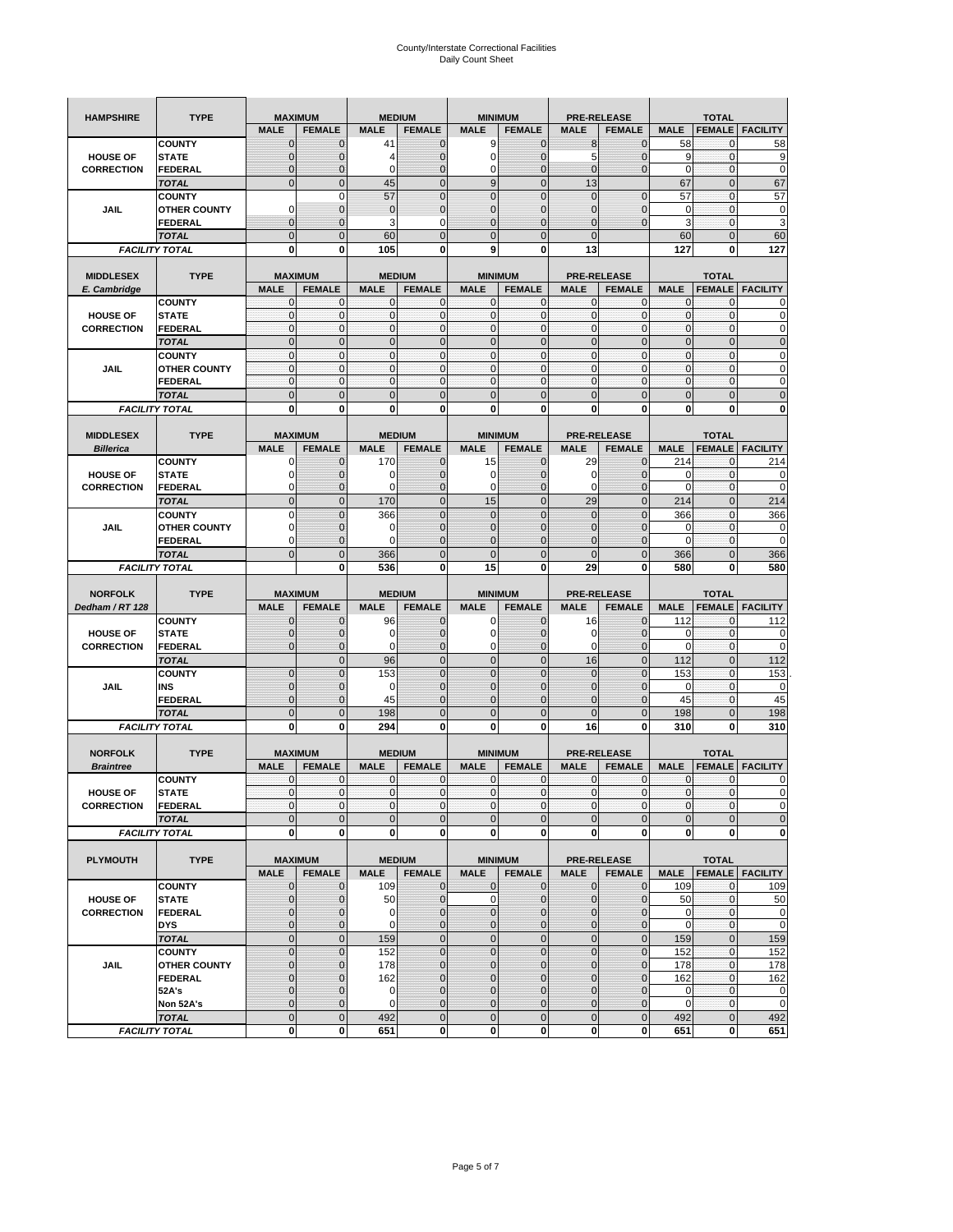# County/Interstate Correctional Facilities
## Daily Count Sheet

| HAMPSHIRE | TYPE | MAXIMUM | | MEDIUM | | MINIMUM | | PRE-RELEASE | | TOTAL | | |
|---|---|---|---|---|---|---|---|---|---|---|---|---|
| | | MALE | FEMALE | MALE | FEMALE | MALE | FEMALE | MALE | FEMALE | MALE | FEMALE | FACILITY |
| HOUSE OF CORRECTION | COUNTY | 0 | 0 | 41 | 0 | 9 | 0 | 8 | 0 | 58 | 0 | 58 |
| | STATE | 0 | 0 | 4 | 0 | 0 | 0 | 5 | 0 | 9 | 0 | 9 |
| | FEDERAL | 0 | 0 | 0 | 0 | 0 | 0 | 0 | 0 | 0 | 0 | 0 |
| | TOTAL | 0 | 0 | 45 | 0 | 9 | 0 | 13 | | 67 | 0 | 67 |
| JAIL | COUNTY | | 0 | 57 | 0 | 0 | 0 | 0 | 0 | 57 | 0 | 57 |
| | OTHER COUNTY | 0 | 0 | 0 | 0 | 0 | 0 | 0 | 0 | 0 | 0 | 0 |
| | FEDERAL | 0 | 0 | 3 | 0 | 0 | 0 | 0 | 0 | 3 | 0 | 3 |
| | TOTAL | 0 | 0 | 60 | 0 | 0 | 0 | 0 | | 60 | 0 | 60 |
| FACILITY TOTAL | | 0 | 0 | 105 | 0 | 9 | 0 | 13 | | 127 | 0 | 127 |

| MIDDLESEX E. Cambridge | TYPE | MAXIMUM | | MEDIUM | | MINIMUM | | PRE-RELEASE | | TOTAL | | |
|---|---|---|---|---|---|---|---|---|---|---|---|---|
| | | MALE | FEMALE | MALE | FEMALE | MALE | FEMALE | MALE | FEMALE | MALE | FEMALE | FACILITY |
| HOUSE OF CORRECTION | COUNTY | 0 | 0 | 0 | 0 | 0 | 0 | 0 | 0 | 0 | 0 | 0 |
| | STATE | 0 | 0 | 0 | 0 | 0 | 0 | 0 | 0 | 0 | 0 | 0 |
| | FEDERAL | 0 | 0 | 0 | 0 | 0 | 0 | 0 | 0 | 0 | 0 | 0 |
| | TOTAL | 0 | 0 | 0 | 0 | 0 | 0 | 0 | 0 | 0 | 0 | 0 |
| JAIL | COUNTY | 0 | 0 | 0 | 0 | 0 | 0 | 0 | 0 | 0 | 0 | 0 |
| | OTHER COUNTY | 0 | 0 | 0 | 0 | 0 | 0 | 0 | 0 | 0 | 0 | 0 |
| | FEDERAL | 0 | 0 | 0 | 0 | 0 | 0 | 0 | 0 | 0 | 0 | 0 |
| | TOTAL | 0 | 0 | 0 | 0 | 0 | 0 | 0 | 0 | 0 | 0 | 0 |
| FACILITY TOTAL | | 0 | 0 | 0 | 0 | 0 | 0 | 0 | 0 | 0 | 0 | 0 |

| MIDDLESEX Billerica | TYPE | MAXIMUM | | MEDIUM | | MINIMUM | | PRE-RELEASE | | TOTAL | | |
|---|---|---|---|---|---|---|---|---|---|---|---|---|
| | | MALE | FEMALE | MALE | FEMALE | MALE | FEMALE | MALE | FEMALE | MALE | FEMALE | FACILITY |
| HOUSE OF CORRECTION | COUNTY | 0 | 0 | 170 | 0 | 15 | 0 | 29 | 0 | 214 | 0 | 214 |
| | STATE | 0 | 0 | 0 | 0 | 0 | 0 | 0 | 0 | 0 | 0 | 0 |
| | FEDERAL | 0 | 0 | 0 | 0 | 0 | 0 | 0 | 0 | 0 | 0 | 0 |
| | TOTAL | 0 | 0 | 170 | 0 | 15 | 0 | 29 | 0 | 214 | 0 | 214 |
| JAIL | COUNTY | 0 | 0 | 366 | 0 | 0 | 0 | 0 | 0 | 366 | 0 | 366 |
| | OTHER COUNTY | 0 | 0 | 0 | 0 | 0 | 0 | 0 | 0 | 0 | 0 | 0 |
| | FEDERAL | 0 | 0 | 0 | 0 | 0 | 0 | 0 | 0 | 0 | 0 | 0 |
| | TOTAL | 0 | 0 | 366 | 0 | 0 | 0 | 0 | 0 | 366 | 0 | 366 |
| FACILITY TOTAL | | | 0 | 536 | 0 | 15 | 0 | 29 | 0 | 580 | 0 | 580 |

| NORFOLK Dedham / RT 128 | TYPE | MAXIMUM | | MEDIUM | | MINIMUM | | PRE-RELEASE | | TOTAL | | |
|---|---|---|---|---|---|---|---|---|---|---|---|---|
| | | MALE | FEMALE | MALE | FEMALE | MALE | FEMALE | MALE | FEMALE | MALE | FEMALE | FACILITY |
| HOUSE OF CORRECTION | COUNTY | 0 | 0 | 96 | 0 | 0 | 0 | 16 | 0 | 112 | 0 | 112 |
| | STATE | 0 | 0 | 0 | 0 | 0 | 0 | 0 | 0 | 0 | 0 | 0 |
| | FEDERAL | 0 | 0 | 0 | 0 | 0 | 0 | 0 | 0 | 0 | 0 | 0 |
| | TOTAL | | 0 | 96 | 0 | 0 | 0 | 16 | 0 | 112 | 0 | 112 |
| JAIL | COUNTY | 0 | 0 | 153 | 0 | 0 | 0 | 0 | 0 | 153 | 0 | 153 |
| | INS | 0 | 0 | 0 | 0 | 0 | 0 | 0 | 0 | 0 | 0 | 0 |
| | FEDERAL | 0 | 0 | 45 | 0 | 0 | 0 | 0 | 0 | 45 | 0 | 45 |
| | TOTAL | 0 | 0 | 198 | 0 | 0 | 0 | 0 | 0 | 198 | 0 | 198 |
| FACILITY TOTAL | | 0 | 0 | 294 | 0 | 0 | 0 | 16 | 0 | 310 | 0 | 310 |

| NORFOLK Braintree | TYPE | MAXIMUM | | MEDIUM | | MINIMUM | | PRE-RELEASE | | TOTAL | | |
|---|---|---|---|---|---|---|---|---|---|---|---|---|
| | | MALE | FEMALE | MALE | FEMALE | MALE | FEMALE | MALE | FEMALE | MALE | FEMALE | FACILITY |
| HOUSE OF CORRECTION | COUNTY | 0 | 0 | 0 | 0 | 0 | 0 | 0 | 0 | 0 | 0 | 0 |
| | STATE | 0 | 0 | 0 | 0 | 0 | 0 | 0 | 0 | 0 | 0 | 0 |
| | FEDERAL | 0 | 0 | 0 | 0 | 0 | 0 | 0 | 0 | 0 | 0 | 0 |
| | TOTAL | 0 | 0 | 0 | 0 | 0 | 0 | 0 | 0 | 0 | 0 | 0 |
| FACILITY TOTAL | | 0 | 0 | 0 | 0 | 0 | 0 | 0 | 0 | 0 | 0 | 0 |

| PLYMOUTH | TYPE | MAXIMUM | | MEDIUM | | MINIMUM | | PRE-RELEASE | | TOTAL | | |
|---|---|---|---|---|---|---|---|---|---|---|---|---|
| | | MALE | FEMALE | MALE | FEMALE | MALE | FEMALE | MALE | FEMALE | MALE | FEMALE | FACILITY |
| HOUSE OF CORRECTION | COUNTY | 0 | 0 | 109 | 0 | 0 | 0 | 0 | 0 | 109 | 0 | 109 |
| | STATE | 0 | 0 | 50 | 0 | 0 | 0 | 0 | 0 | 50 | 0 | 50 |
| | FEDERAL | 0 | 0 | 0 | 0 | 0 | 0 | 0 | 0 | 0 | 0 | 0 |
| | DYS | 0 | 0 | 0 | 0 | 0 | 0 | 0 | 0 | 0 | 0 | 0 |
| | TOTAL | 0 | 0 | 159 | 0 | 0 | 0 | 0 | 0 | 159 | 0 | 159 |
| JAIL | COUNTY | 0 | 0 | 152 | 0 | 0 | 0 | 0 | 0 | 152 | 0 | 152 |
| | OTHER COUNTY | 0 | 0 | 178 | 0 | 0 | 0 | 0 | 0 | 178 | 0 | 178 |
| | FEDERAL | 0 | 0 | 162 | 0 | 0 | 0 | 0 | 0 | 162 | 0 | 162 |
| | 52A's | 0 | 0 | 0 | 0 | 0 | 0 | 0 | 0 | 0 | 0 | 0 |
| | Non 52A's | 0 | 0 | 0 | 0 | 0 | 0 | 0 | 0 | 0 | 0 | 0 |
| | TOTAL | 0 | 0 | 492 | 0 | 0 | 0 | 0 | 0 | 492 | 0 | 492 |
| FACILITY TOTAL | | 0 | 0 | 651 | 0 | 0 | 0 | 0 | 0 | 651 | 0 | 651 |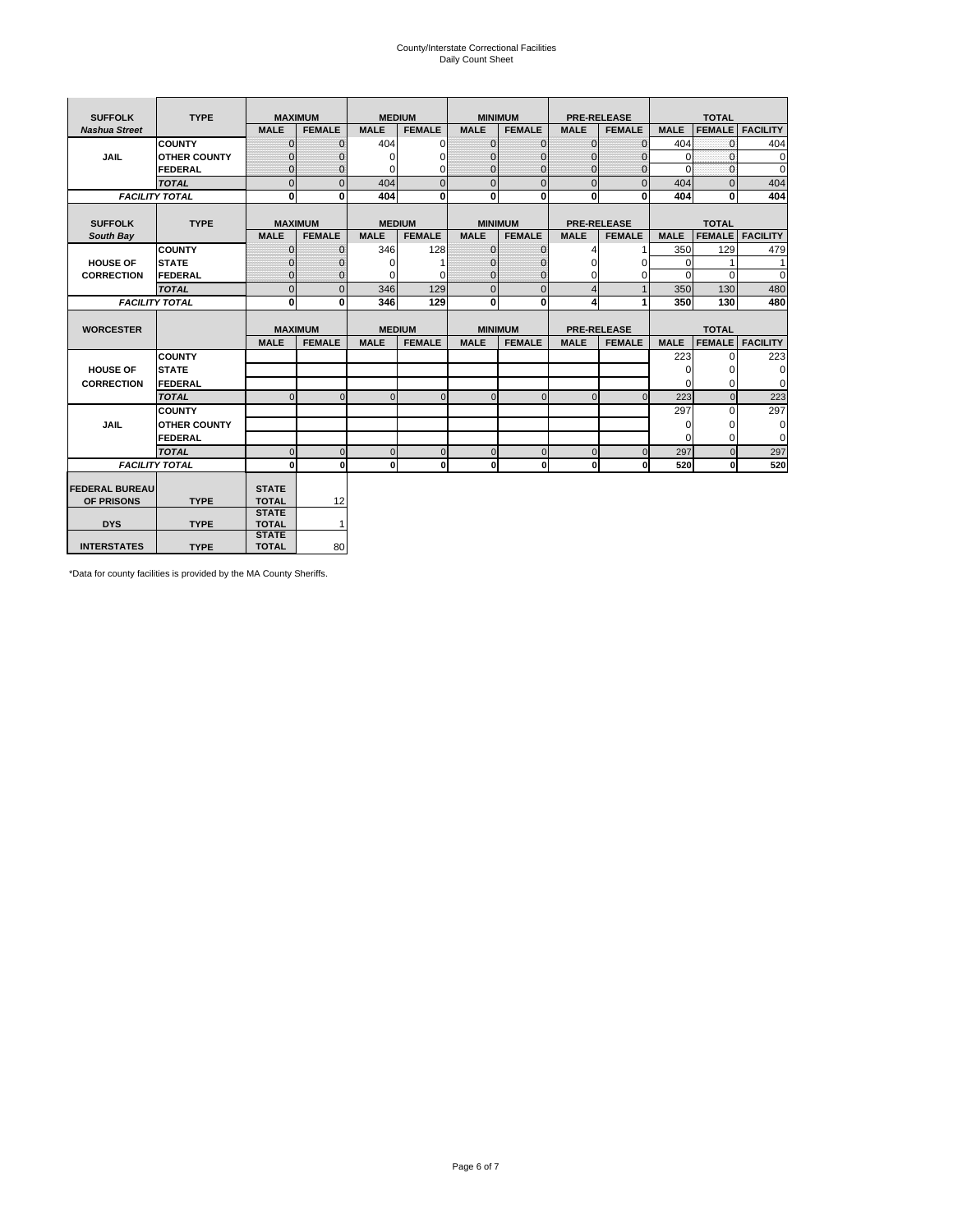# County/Interstate Correctional Facilities
## Daily Count Sheet

| SUFFOLK | TYPE | MAXIMUM | | MEDIUM | | MINIMUM | | PRE-RELEASE | | TOTAL | | |
|---|---|---|---|---|---|---|---|---|---|---|---|---|
| *Nashua Street* | | MALE | FEMALE | MALE | FEMALE | MALE | FEMALE | MALE | FEMALE | MALE | FEMALE | FACILITY |
| JAIL | COUNTY | 0 | 0 | 404 | 0 | 0 | 0 | 0 | 0 | 404 | 0 | 404 |
| | OTHER COUNTY | 0 | 0 | 0 | 0 | 0 | 0 | 0 | 0 | 0 | 0 | 0 |
| | FEDERAL | 0 | 0 | 0 | 0 | 0 | 0 | 0 | 0 | 0 | 0 | 0 |
| | *TOTAL* | 0 | 0 | 404 | 0 | 0 | 0 | 0 | 0 | 404 | 0 | 404 |
| *FACILITY TOTAL* | | **0** | **0** | **404** | **0** | **0** | **0** | **0** | **0** | **404** | **0** | **404** |

| SUFFOLK | TYPE | MAXIMUM | | MEDIUM | | MINIMUM | | PRE-RELEASE | | TOTAL | | |
|---|---|---|---|---|---|---|---|---|---|---|---|---|
| *South Bay* | | MALE | FEMALE | MALE | FEMALE | MALE | FEMALE | MALE | FEMALE | MALE | FEMALE | FACILITY |
| HOUSE OF CORRECTION | COUNTY | 0 | 0 | 346 | 128 | 0 | 0 | 4 | 1 | 350 | 129 | 479 |
| | STATE | 0 | 0 | 0 | 1 | 0 | 0 | 0 | 0 | 0 | 1 | 1 |
| | FEDERAL | 0 | 0 | 0 | 0 | 0 | 0 | 0 | 0 | 0 | 0 | 0 |
| | *TOTAL* | 0 | 0 | 346 | 129 | 0 | 0 | 4 | 1 | 350 | 130 | 480 |
| *FACILITY TOTAL* | | **0** | **0** | **346** | **129** | **0** | **0** | **4** | **1** | **350** | **130** | **480** |

| WORCESTER | | MAXIMUM | | MEDIUM | | MINIMUM | | PRE-RELEASE | | TOTAL | | |
|---|---|---|---|---|---|---|---|---|---|---|---|---|
| | | MALE | FEMALE | MALE | FEMALE | MALE | FEMALE | MALE | FEMALE | MALE | FEMALE | FACILITY |
| HOUSE OF CORRECTION | COUNTY | | | | | | | | | 223 | 0 | 223 |
| | STATE | | | | | | | | | 0 | 0 | 0 |
| | FEDERAL | | | | | | | | | 0 | 0 | 0 |
| | *TOTAL* | 0 | 0 | 0 | 0 | 0 | 0 | 0 | 0 | 223 | 0 | 223 |
| JAIL | COUNTY | | | | | | | | | 297 | 0 | 297 |
| | OTHER COUNTY | | | | | | | | | 0 | 0 | 0 |
| | FEDERAL | | | | | | | | | 0 | 0 | 0 |
| | *TOTAL* | 0 | 0 | 0 | 0 | 0 | 0 | 0 | 0 | 297 | 0 | 297 |
| *FACILITY TOTAL* | | **0** | **0** | **0** | **0** | **0** | **0** | **0** | **0** | **520** | **0** | **520** |

| | | | |
|---|---|---|---|
| FEDERAL BUREAU OF PRISONS | TYPE | STATE TOTAL | 12 |
| DYS | TYPE | STATE TOTAL | 1 |
| INTERSTATES | TYPE | STATE TOTAL | 80 |

*Data for county facilities is provided by the MA County Sheriffs.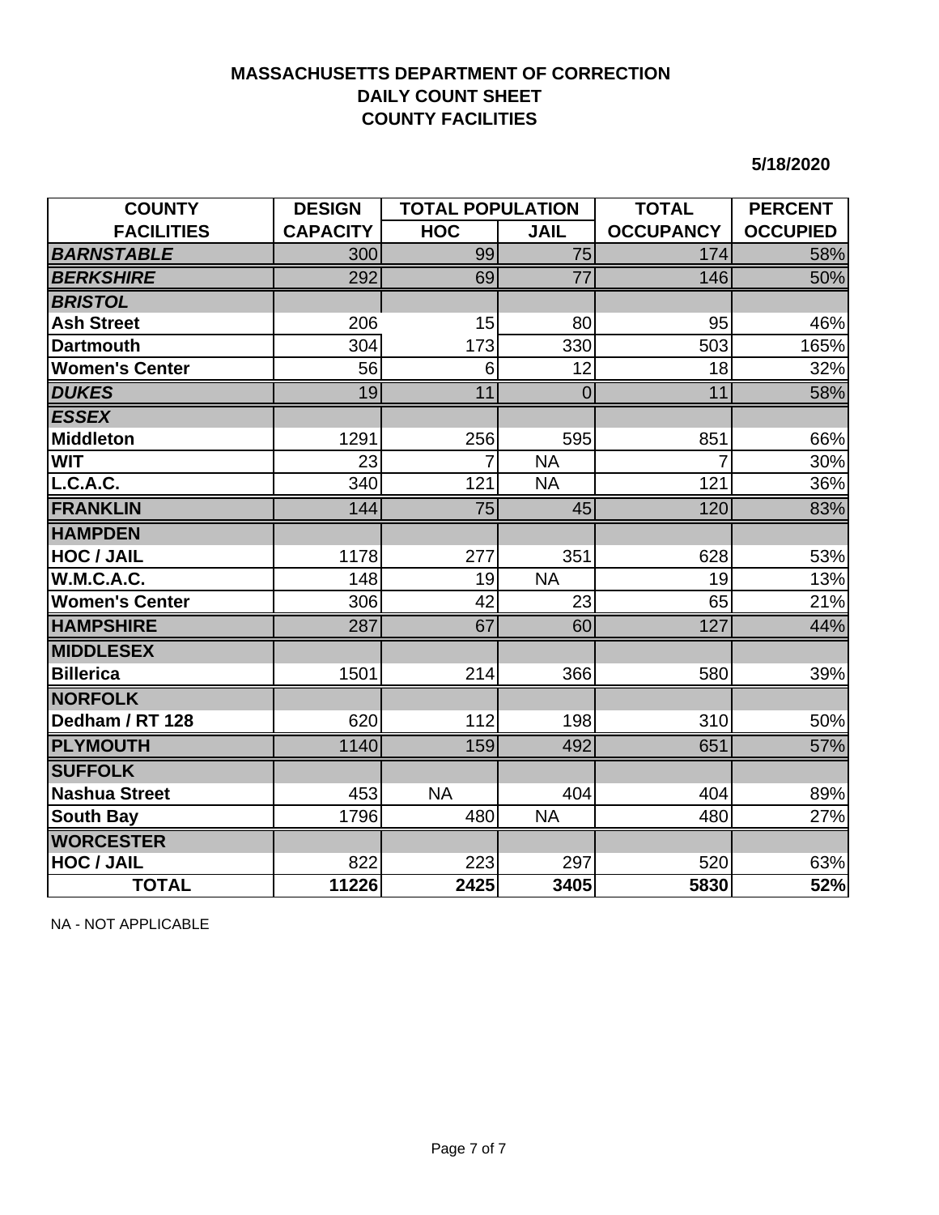## MASSACHUSETTS DEPARTMENT OF CORRECTION
## DAILY COUNT SHEET
## COUNTY FACILITIES

**5/18/2020**

| COUNTY FACILITIES | DESIGN CAPACITY | TOTAL POPULATION | | TOTAL OCCUPANCY | PERCENT OCCUPIED |
|---|---|---|---|---|---|
| | | HOC | JAIL | | |
| ***BARNSTABLE*** | 300 | 99 | 75 | 174 | 58% |
| ***BERKSHIRE*** | 292 | 69 | 77 | 146 | 50% |
| ***BRISTOL*** | | | | | |
| **Ash Street** | 206 | 15 | 80 | 95 | 46% |
| **Dartmouth** | 304 | 173 | 330 | 503 | 165% |
| **Women's Center** | 56 | 6 | 12 | 18 | 32% |
| ***DUKES*** | 19 | 11 | 0 | 11 | 58% |
| ***ESSEX*** | | | | | |
| **Middleton** | 1291 | 256 | 595 | 851 | 66% |
| **WIT** | 23 | 7 | NA | 7 | 30% |
| **L.C.A.C.** | 340 | 121 | NA | 121 | 36% |
| **FRANKLIN** | 144 | 75 | 45 | 120 | 83% |
| **HAMPDEN** | | | | | |
| **HOC / JAIL** | 1178 | 277 | 351 | 628 | 53% |
| **W.M.C.A.C.** | 148 | 19 | NA | 19 | 13% |
| **Women's Center** | 306 | 42 | 23 | 65 | 21% |
| **HAMPSHIRE** | 287 | 67 | 60 | 127 | 44% |
| **MIDDLESEX** | | | | | |
| **Billerica** | 1501 | 214 | 366 | 580 | 39% |
| **NORFOLK** | | | | | |
| **Dedham / RT 128** | 620 | 112 | 198 | 310 | 50% |
| **PLYMOUTH** | 1140 | 159 | 492 | 651 | 57% |
| **SUFFOLK** | | | | | |
| **Nashua Street** | 453 | NA | 404 | 404 | 89% |
| **South Bay** | 1796 | 480 | NA | 480 | 27% |
| **WORCESTER** | | | | | |
| **HOC / JAIL** | 822 | 223 | 297 | 520 | 63% |
| **TOTAL** | **11226** | **2425** | **3405** | **5830** | **52%** |

NA - NOT APPLICABLE